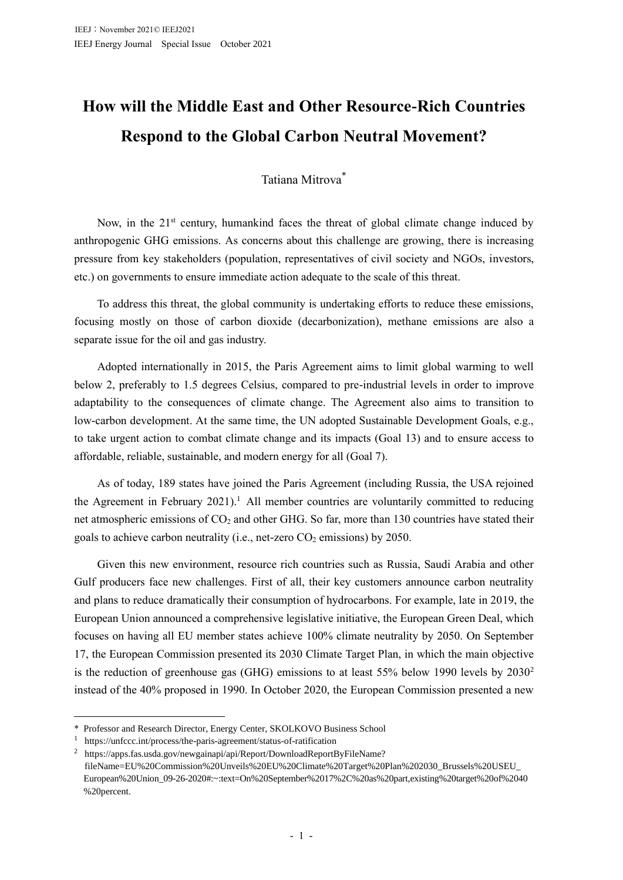# How will the Middle East and Other Resource-Rich Countries Respond to the Global Carbon Neutral Movement?

Tatiana Mitrova*

Now, in the 21st century, humankind faces the threat of global climate change induced by anthropogenic GHG emissions. As concerns about this challenge are growing, there is increasing pressure from key stakeholders (population, representatives of civil society and NGOs, investors, etc.) on governments to ensure immediate action adequate to the scale of this threat.

To address this threat, the global community is undertaking efforts to reduce these emissions, focusing mostly on those of carbon dioxide (decarbonization), methane emissions are also a separate issue for the oil and gas industry.

Adopted internationally in 2015, the Paris Agreement aims to limit global warming to well below 2, preferably to 1.5 degrees Celsius, compared to pre-industrial levels in order to improve adaptability to the consequences of climate change. The Agreement also aims to transition to low-carbon development. At the same time, the UN adopted Sustainable Development Goals, e.g., to take urgent action to combat climate change and its impacts (Goal 13) and to ensure access to affordable, reliable, sustainable, and modern energy for all (Goal 7).

As of today, 189 states have joined the Paris Agreement (including Russia, the USA rejoined the Agreement in February 2021).[1] All member countries are voluntarily committed to reducing net atmospheric emissions of $CO_2$ and other GHG. So far, more than 130 countries have stated their goals to achieve carbon neutrality (i.e., net-zero $CO_2$ emissions) by 2050.

Given this new environment, resource rich countries such as Russia, Saudi Arabia and other Gulf producers face new challenges. First of all, their key customers announce carbon neutrality and plans to reduce dramatically their consumption of hydrocarbons. For example, late in 2019, the European Union announced a comprehensive legislative initiative, the European Green Deal, which focuses on having all EU member states achieve 100% climate neutrality by 2050. On September 17, the European Commission presented its 2030 Climate Target Plan, in which the main objective is the reduction of greenhouse gas (GHG) emissions to at least 55% below 1990 levels by 2030[2] instead of the 40% proposed in 1990. In October 2020, the European Commission presented a new

---

\* Professor and Research Director, Energy Center, SKOLKOVO Business School

[1] https://unfccc.int/process/the-paris-agreement/status-of-ratification

[2] https://apps.fas.usda.gov/newgainapi/api/Report/DownloadReportByFileName?fileName=EU%20Commission%20Unveils%20EU%20Climate%20Target%20Plan%202030_Brussels%20USEU_European%20Union_09-26-2020#:~:text=On%20September%2017%2C%20as%20part,existing%20target%20of%2040%20percent.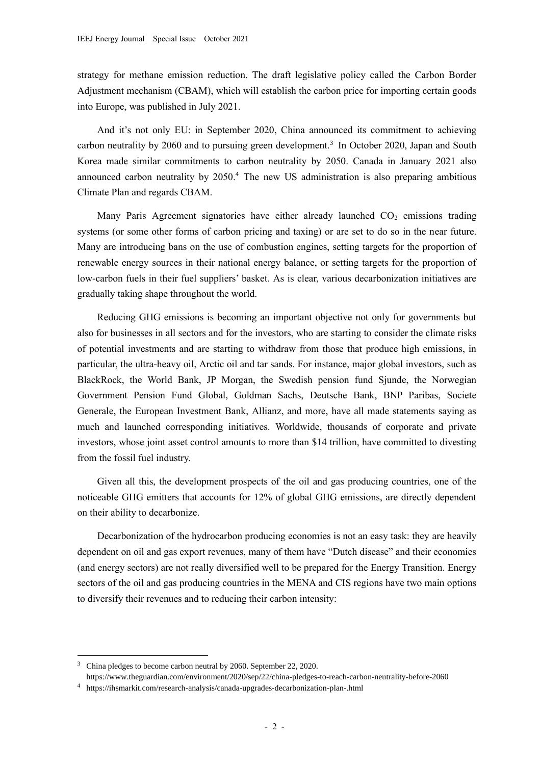strategy for methane emission reduction. The draft legislative policy called the Carbon Border Adjustment mechanism (CBAM), which will establish the carbon price for importing certain goods into Europe, was published in July 2021.

And it's not only EU: in September 2020, China announced its commitment to achieving carbon neutrality by 2060 and to pursuing green development.[3] In October 2020, Japan and South Korea made similar commitments to carbon neutrality by 2050. Canada in January 2021 also announced carbon neutrality by 2050.[4] The new US administration is also preparing ambitious Climate Plan and regards CBAM.

Many Paris Agreement signatories have either already launched $CO_2$ emissions trading systems (or some other forms of carbon pricing and taxing) or are set to do so in the near future. Many are introducing bans on the use of combustion engines, setting targets for the proportion of renewable energy sources in their national energy balance, or setting targets for the proportion of low-carbon fuels in their fuel suppliers' basket. As is clear, various decarbonization initiatives are gradually taking shape throughout the world.

Reducing GHG emissions is becoming an important objective not only for governments but also for businesses in all sectors and for the investors, who are starting to consider the climate risks of potential investments and are starting to withdraw from those that produce high emissions, in particular, the ultra-heavy oil, Arctic oil and tar sands. For instance, major global investors, such as BlackRock, the World Bank, JP Morgan, the Swedish pension fund Sjunde, the Norwegian Government Pension Fund Global, Goldman Sachs, Deutsche Bank, BNP Paribas, Societe Generale, the European Investment Bank, Allianz, and more, have all made statements saying as much and launched corresponding initiatives. Worldwide, thousands of corporate and private investors, whose joint asset control amounts to more than \$14 trillion, have committed to divesting from the fossil fuel industry.

Given all this, the development prospects of the oil and gas producing countries, one of the noticeable GHG emitters that accounts for 12% of global GHG emissions, are directly dependent on their ability to decarbonize.

Decarbonization of the hydrocarbon producing economies is not an easy task: they are heavily dependent on oil and gas export revenues, many of them have "Dutch disease" and their economies (and energy sectors) are not really diversified well to be prepared for the Energy Transition. Energy sectors of the oil and gas producing countries in the MENA and CIS regions have two main options to diversify their revenues and to reducing their carbon intensity:

---

[3] China pledges to become carbon neutral by 2060. September 22, 2020. https://www.theguardian.com/environment/2020/sep/22/china-pledges-to-reach-carbon-neutrality-before-2060

[4] https://ihsmarkit.com/research-analysis/canada-upgrades-decarbonization-plan-.html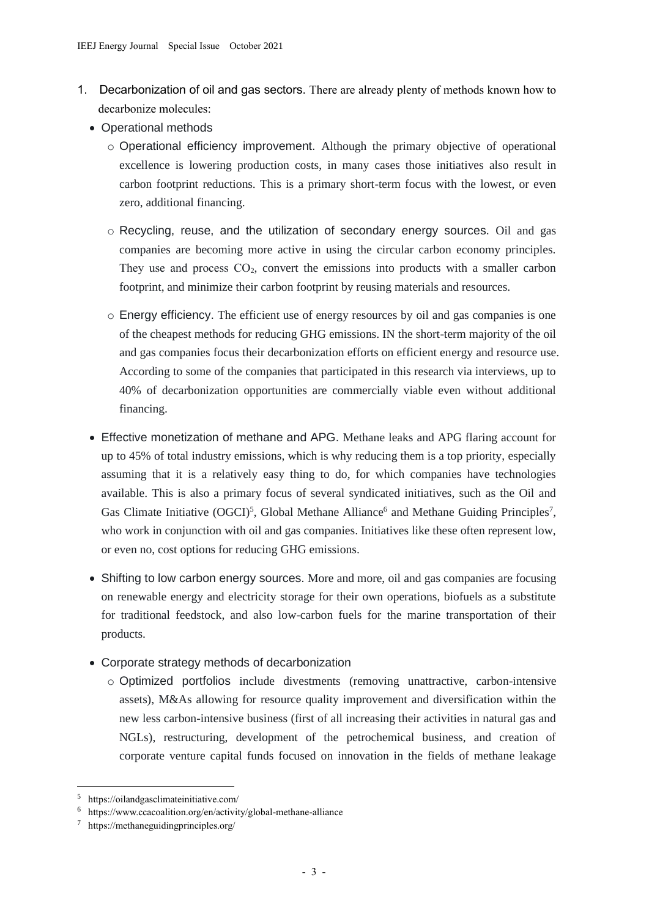1. Decarbonization of oil and gas sectors. There are already plenty of methods known how to decarbonize molecules:
   - Operational methods
     - Operational efficiency improvement. Although the primary objective of operational excellence is lowering production costs, in many cases those initiatives also result in carbon footprint reductions. This is a primary short-term focus with the lowest, or even zero, additional financing.
     - Recycling, reuse, and the utilization of secondary energy sources. Oil and gas companies are becoming more active in using the circular carbon economy principles. They use and process $CO_2$, convert the emissions into products with a smaller carbon footprint, and minimize their carbon footprint by reusing materials and resources.
     - Energy efficiency. The efficient use of energy resources by oil and gas companies is one of the cheapest methods for reducing GHG emissions. IN the short-term majority of the oil and gas companies focus their decarbonization efforts on efficient energy and resource use. According to some of the companies that participated in this research via interviews, up to 40% of decarbonization opportunities are commercially viable even without additional financing.
   - Effective monetization of methane and APG. Methane leaks and APG flaring account for up to 45% of total industry emissions, which is why reducing them is a top priority, especially assuming that it is a relatively easy thing to do, for which companies have technologies available. This is also a primary focus of several syndicated initiatives, such as the Oil and Gas Climate Initiative (OGCI)[5], Global Methane Alliance[6] and Methane Guiding Principles[7], who work in conjunction with oil and gas companies. Initiatives like these often represent low, or even no, cost options for reducing GHG emissions.
   - Shifting to low carbon energy sources. More and more, oil and gas companies are focusing on renewable energy and electricity storage for their own operations, biofuels as a substitute for traditional feedstock, and also low-carbon fuels for the marine transportation of their products.
   - Corporate strategy methods of decarbonization
     - Optimized portfolios include divestments (removing unattractive, carbon-intensive assets), M&As allowing for resource quality improvement and diversification within the new less carbon-intensive business (first of all increasing their activities in natural gas and NGLs), restructuring, development of the petrochemical business, and creation of corporate venture capital funds focused on innovation in the fields of methane leakage

---

[5] https://oilandgasclimateinitiative.com/

[6] https://www.ccacoalition.org/en/activity/global-methane-alliance

[7] https://methaneguidingprinciples.org/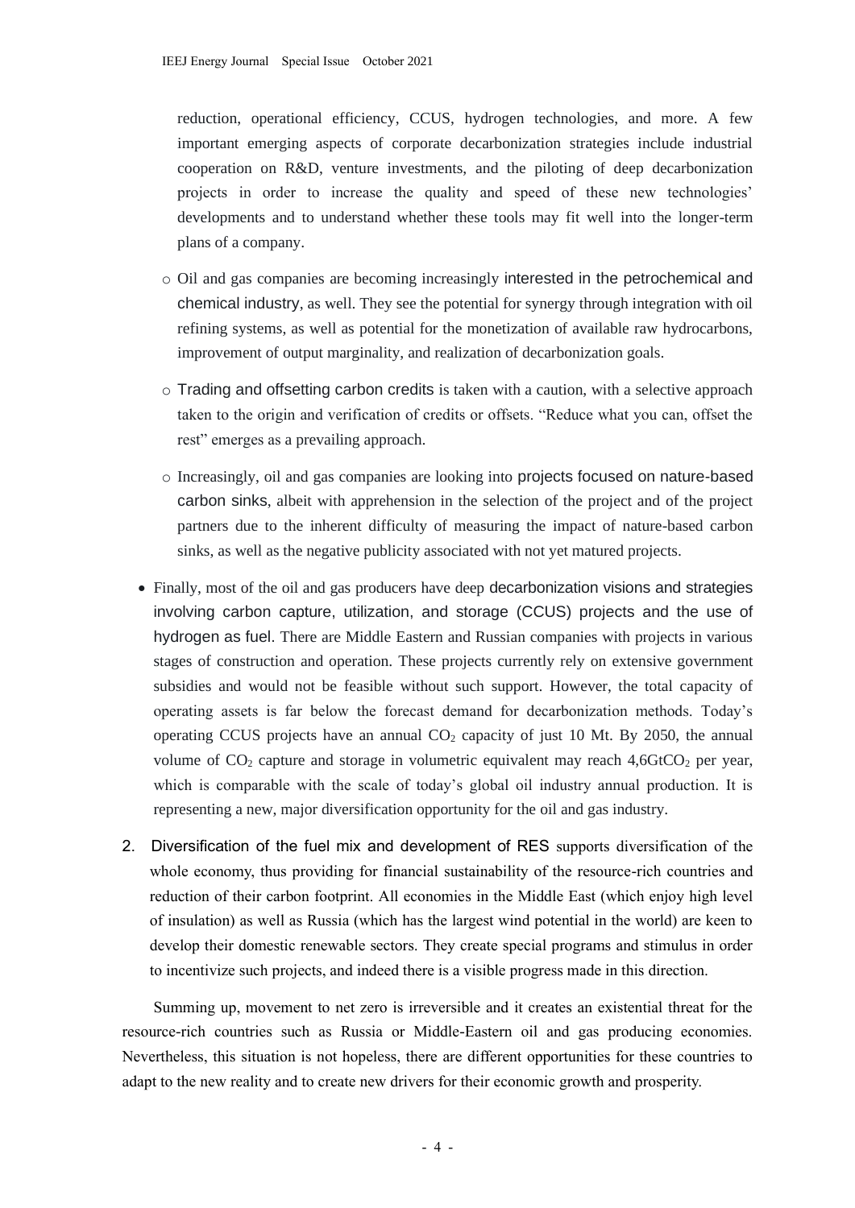reduction, operational efficiency, CCUS, hydrogen technologies, and more. A few important emerging aspects of corporate decarbonization strategies include industrial cooperation on R&D, venture investments, and the piloting of deep decarbonization projects in order to increase the quality and speed of these new technologies' developments and to understand whether these tools may fit well into the longer-term plans of a company.

  - Oil and gas companies are becoming increasingly interested in the petrochemical and chemical industry, as well. They see the potential for synergy through integration with oil refining systems, as well as potential for the monetization of available raw hydrocarbons, improvement of output marginality, and realization of decarbonization goals.
  - Trading and offsetting carbon credits is taken with a caution, with a selective approach taken to the origin and verification of credits or offsets. "Reduce what you can, offset the rest" emerges as a prevailing approach.
  - Increasingly, oil and gas companies are looking into projects focused on nature-based carbon sinks, albeit with apprehension in the selection of the project and of the project partners due to the inherent difficulty of measuring the impact of nature-based carbon sinks, as well as the negative publicity associated with not yet matured projects.

- Finally, most of the oil and gas producers have deep decarbonization visions and strategies involving carbon capture, utilization, and storage (CCUS) projects and the use of hydrogen as fuel. There are Middle Eastern and Russian companies with projects in various stages of construction and operation. These projects currently rely on extensive government subsidies and would not be feasible without such support. However, the total capacity of operating assets is far below the forecast demand for decarbonization methods. Today's operating CCUS projects have an annual $CO_2$ capacity of just 10 Mt. By 2050, the annual volume of $CO_2$ capture and storage in volumetric equivalent may reach 4,6Gt$CO_2$ per year, which is comparable with the scale of today's global oil industry annual production. It is representing a new, major diversification opportunity for the oil and gas industry.

2. Diversification of the fuel mix and development of RES supports diversification of the whole economy, thus providing for financial sustainability of the resource-rich countries and reduction of their carbon footprint. All economies in the Middle East (which enjoy high level of insulation) as well as Russia (which has the largest wind potential in the world) are keen to develop their domestic renewable sectors. They create special programs and stimulus in order to incentivize such projects, and indeed there is a visible progress made in this direction.

Summing up, movement to net zero is irreversible and it creates an existential threat for the resource-rich countries such as Russia or Middle-Eastern oil and gas producing economies. Nevertheless, this situation is not hopeless, there are different opportunities for these countries to adapt to the new reality and to create new drivers for their economic growth and prosperity.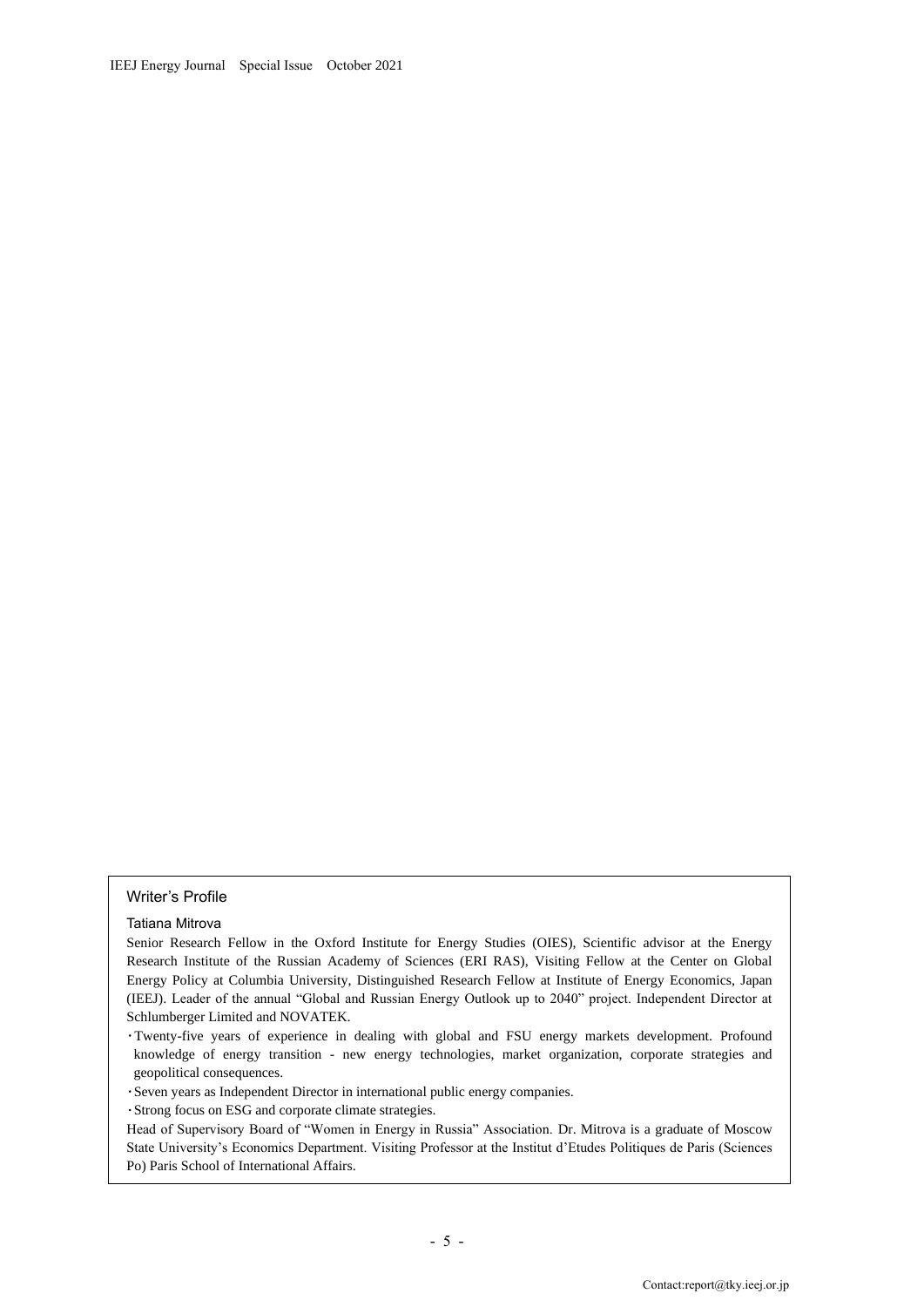## Writer's Profile

Tatiana Mitrova

Senior Research Fellow in the Oxford Institute for Energy Studies (OIES), Scientific advisor at the Energy Research Institute of the Russian Academy of Sciences (ERI RAS), Visiting Fellow at the Center on Global Energy Policy at Columbia University, Distinguished Research Fellow at Institute of Energy Economics, Japan (IEEJ). Leader of the annual "Global and Russian Energy Outlook up to 2040" project. Independent Director at Schlumberger Limited and NOVATEK.

- Twenty-five years of experience in dealing with global and FSU energy markets development. Profound knowledge of energy transition - new energy technologies, market organization, corporate strategies and geopolitical consequences.
- Seven years as Independent Director in international public energy companies.
- Strong focus on ESG and corporate climate strategies.

Head of Supervisory Board of "Women in Energy in Russia" Association. Dr. Mitrova is a graduate of Moscow State University's Economics Department. Visiting Professor at the Institut d'Etudes Politiques de Paris (Sciences Po) Paris School of International Affairs.